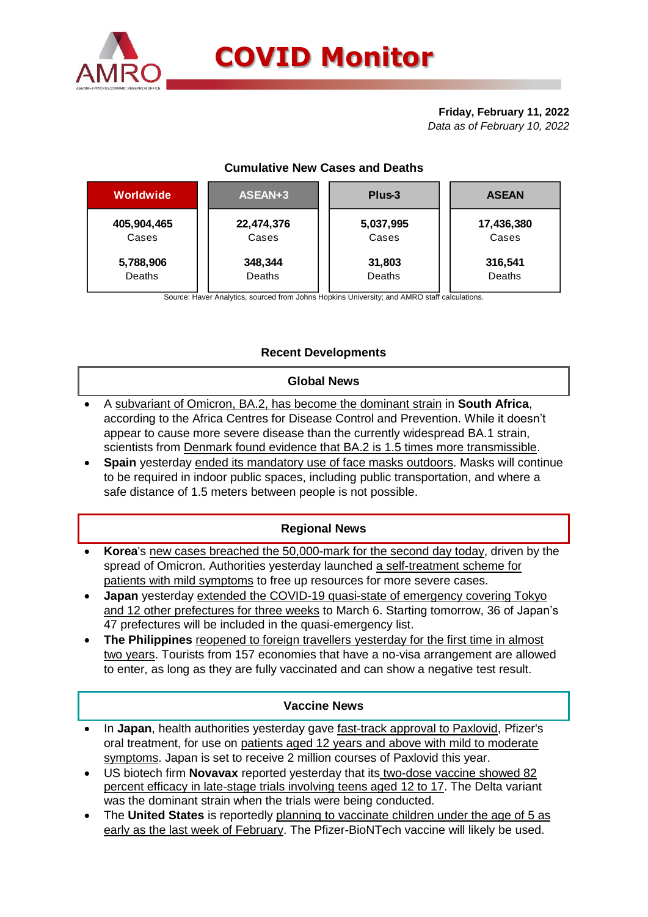# COVID Monitor

**Friday, February 11, 2022**
*Data as of February 10, 2022*

### Cumulative New Cases and Deaths

| Worldwide | ASEAN+3 | Plus-3 | ASEAN |
|---|---|---|---|
| **405,904,465** Cases | **22,474,376** Cases | **5,037,995** Cases | **17,436,380** Cases |
| **5,788,906** Deaths | **348,344** Deaths | **31,803** Deaths | **316,541** Deaths |

Source: Haver Analytics, sourced from Johns Hopkins University; and AMRO staff calculations.

## Recent Developments

### Global News

- A subvariant of Omicron, BA.2, has become the dominant strain in **South Africa**, according to the Africa Centres for Disease Control and Prevention. While it doesn't appear to cause more severe disease than the currently widespread BA.1 strain, scientists from Denmark found evidence that BA.2 is 1.5 times more transmissible.
- **Spain** yesterday ended its mandatory use of face masks outdoors. Masks will continue to be required in indoor public spaces, including public transportation, and where a safe distance of 1.5 meters between people is not possible.

### Regional News

- **Korea**'s new cases breached the 50,000-mark for the second day today, driven by the spread of Omicron. Authorities yesterday launched a self-treatment scheme for patients with mild symptoms to free up resources for more severe cases.
- **Japan** yesterday extended the COVID-19 quasi-state of emergency covering Tokyo and 12 other prefectures for three weeks to March 6. Starting tomorrow, 36 of Japan's 47 prefectures will be included in the quasi-emergency list.
- **The Philippines** reopened to foreign travellers yesterday for the first time in almost two years. Tourists from 157 economies that have a no-visa arrangement are allowed to enter, as long as they are fully vaccinated and can show a negative test result.

### Vaccine News

- In **Japan**, health authorities yesterday gave fast-track approval to Paxlovid, Pfizer's oral treatment, for use on patients aged 12 years and above with mild to moderate symptoms. Japan is set to receive 2 million courses of Paxlovid this year.
- US biotech firm **Novavax** reported yesterday that its two-dose vaccine showed 82 percent efficacy in late-stage trials involving teens aged 12 to 17. The Delta variant was the dominant strain when the trials were being conducted.
- The **United States** is reportedly planning to vaccinate children under the age of 5 as early as the last week of February. The Pfizer-BioNTech vaccine will likely be used.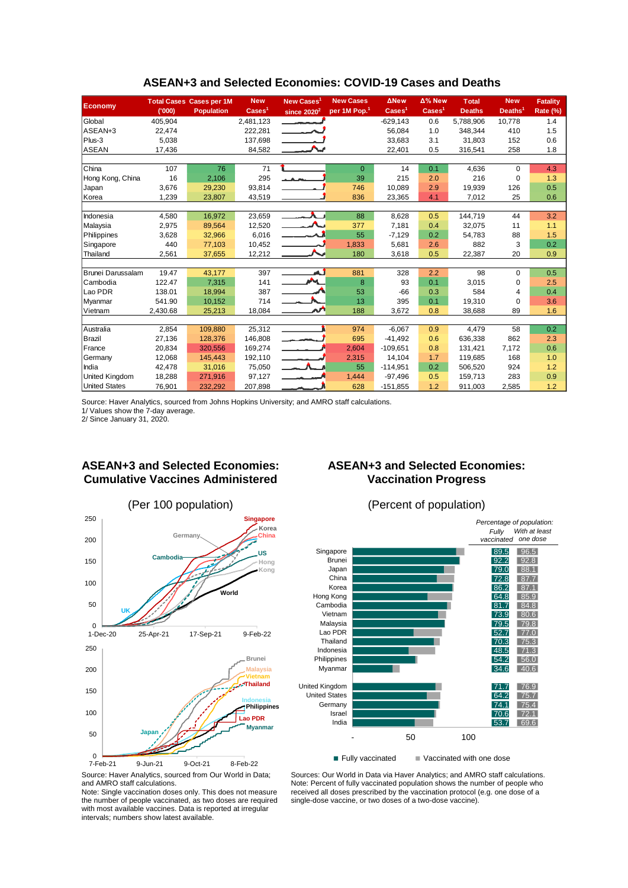## ASEAN+3 and Selected Economies: COVID-19 Cases and Deaths

| Economy | Total Cases ('000) | Cases per 1M Population | New Cases[1] | New Cases[1] since 2020[2] | New Cases per 1M Pop.[1] | ΔNew Cases[1] | Δ% New Cases[1] | Total Deaths | New Deaths[1] | Fatality Rate (%) |
|---|---|---|---|---|---|---|---|---|---|---|
| Global | 405,904 | | 2,481,123 | | | -629,143 | 0.6 | 5,788,906 | 10,778 | 1.4 |
| ASEAN+3 | 22,474 | | 222,281 | | | 56,084 | 1.0 | 348,344 | 410 | 1.5 |
| Plus-3 | 5,038 | | 137,698 | | | 33,683 | 3.1 | 31,803 | 152 | 0.6 |
| ASEAN | 17,436 | | 84,582 | | | 22,401 | 0.5 | 316,541 | 258 | 1.8 |
| | | | | | | | | | | |
| China | 107 | 76 | 71 | | 0 | 14 | 0.1 | 4,636 | 0 | 4.3 |
| Hong Kong, China | 16 | 2,106 | 295 | | 39 | 215 | 2.0 | 216 | 0 | 1.3 |
| Japan | 3,676 | 29,230 | 93,814 | | 746 | 10,089 | 2.9 | 19,939 | 126 | 0.5 |
| Korea | 1,239 | 23,807 | 43,519 | | 836 | 23,365 | 4.1 | 7,012 | 25 | 0.6 |
| | | | | | | | | | | |
| Indonesia | 4,580 | 16,972 | 23,659 | | 88 | 8,628 | 0.5 | 144,719 | 44 | 3.2 |
| Malaysia | 2,975 | 89,564 | 12,520 | | 377 | 7,181 | 0.4 | 32,075 | 11 | 1.1 |
| Philippines | 3,628 | 32,966 | 6,016 | | 55 | -7,129 | 0.2 | 54,783 | 88 | 1.5 |
| Singapore | 440 | 77,103 | 10,452 | | 1,833 | 5,681 | 2.6 | 882 | 3 | 0.2 |
| Thailand | 2,561 | 37,655 | 12,212 | | 180 | 3,618 | 0.5 | 22,387 | 20 | 0.9 |
| | | | | | | | | | | |
| Brunei Darussalam | 19.47 | 43,177 | 397 | | 881 | 328 | 2.2 | 98 | 0 | 0.5 |
| Cambodia | 122.47 | 7,315 | 141 | | 8 | 93 | 0.1 | 3,015 | 0 | 2.5 |
| Lao PDR | 138.01 | 18,994 | 387 | | 53 | -66 | 0.3 | 584 | 4 | 0.4 |
| Myanmar | 541.90 | 10,152 | 714 | | 13 | 395 | 0.1 | 19,310 | 0 | 3.6 |
| Vietnam | 2,430.68 | 25,213 | 18,084 | | 188 | 3,672 | 0.8 | 38,688 | 89 | 1.6 |
| | | | | | | | | | | |
| Australia | 2,854 | 109,880 | 25,312 | | 974 | -6,067 | 0.9 | 4,479 | 58 | 0.2 |
| Brazil | 27,136 | 128,376 | 146,808 | | 695 | -41,492 | 0.6 | 636,338 | 862 | 2.3 |
| France | 20,834 | 320,556 | 169,274 | | 2,604 | -109,651 | 0.8 | 131,421 | 7,172 | 0.6 |
| Germany | 12,068 | 145,443 | 192,110 | | 2,315 | 14,104 | 1.7 | 119,685 | 168 | 1.0 |
| India | 42,478 | 31,016 | 75,050 | | 55 | -114,951 | 0.2 | 506,520 | 924 | 1.2 |
| United Kingdom | 18,288 | 271,916 | 97,127 | | 1,444 | -97,496 | 0.5 | 159,713 | 283 | 0.9 |
| United States | 76,901 | 232,292 | 207,898 | | 628 | -151,855 | 1.2 | 911,003 | 2,585 | 1.2 |

Source: Haver Analytics, sourced from Johns Hopkins University; and AMRO staff calculations.
1/ Values show the 7-day average.
2/ Since January 31, 2020.

## ASEAN+3 and Selected Economies: Cumulative Vaccines Administered

(Per 100 population)

Source: Haver Analytics, sourced from Our World in Data; and AMRO staff calculations.
Note: Single vaccination doses only. This does not measure the number of people vaccinated, as two doses are required with most available vaccines. Data is reported at irregular intervals; numbers show latest available.

## ASEAN+3 and Selected Economies: Vaccination Progress

(Percent of population)

| Economy | Fully vaccinated | With at least one dose |
|---|---|---|
| Singapore | 89.5 | 96.5 |
| Brunei | 92.2 | 92.8 |
| Japan | 79.0 | 88.1 |
| China | 72.8 | 87.7 |
| Korea | 86.2 | 87.1 |
| Hong Kong | 64.8 | 85.9 |
| Cambodia | 81.7 | 84.8 |
| Vietnam | 73.9 | 80.6 |
| Malaysia | 79.5 | 79.8 |
| Lao PDR | 52.7 | 77.0 |
| Thailand | 70.3 | 75.3 |
| Indonesia | 48.5 | 71.3 |
| Philippines | 54.2 | 56.0 |
| Myanmar | 34.6 | 40.6 |
| United Kingdom | 71.7 | 76.9 |
| United States | 64.2 | 75.7 |
| Germany | 74.1 | 75.4 |
| Israel | 70.6 | 72.1 |
| India | 53.7 | 69.6 |

Sources: Our World in Data via Haver Analytics; and AMRO staff calculations.
Note: Percent of fully vaccinated population shows the number of people who received all doses prescribed by the vaccination protocol (e.g. one dose of a single-dose vaccine, or two doses of a two-dose vaccine).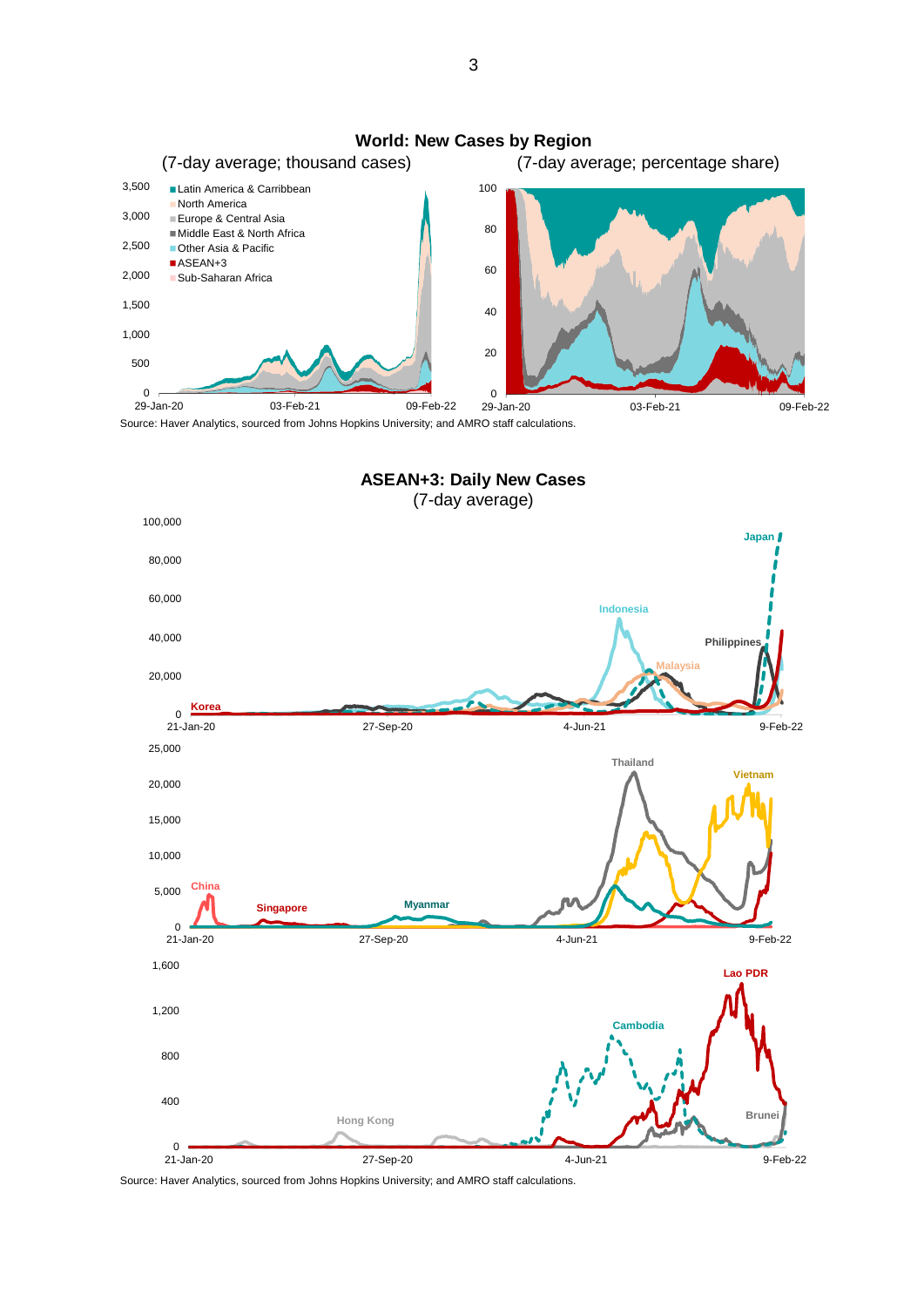## World: New Cases by Region

(7-day average; thousand cases) (7-day average; percentage share)

Latin America & Carribbean
North America
Europe & Central Asia
Middle East & North Africa
Other Asia & Pacific
ASEAN+3
Sub-Saharan Africa

Source: Haver Analytics, sourced from Johns Hopkins University; and AMRO staff calculations.

## ASEAN+3: Daily New Cases

(7-day average)

Source: Haver Analytics, sourced from Johns Hopkins University; and AMRO staff calculations.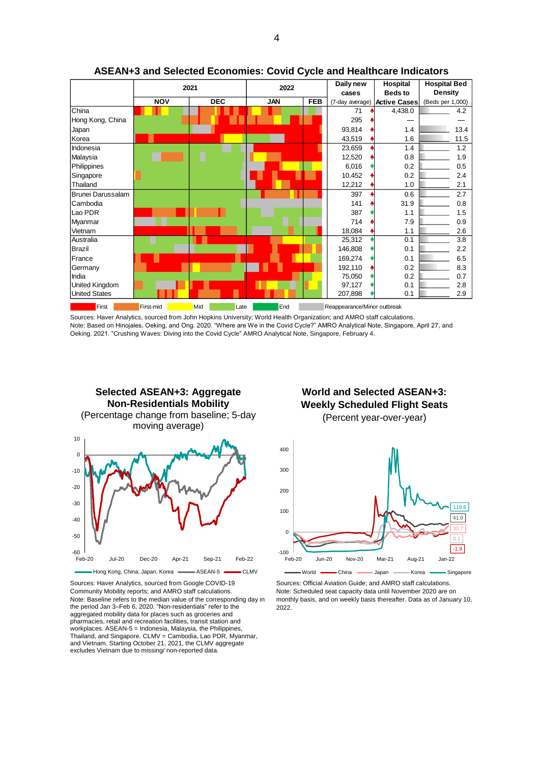## ASEAN+3 and Selected Economies: Covid Cycle and Healthcare Indicators

| | 2021 NOV | 2021 DEC | 2022 JAN | 2022 FEB | Daily new cases (7-day average) | | Hospital Beds to Active Cases | Hospital Bed Density (Beds per 1,000) |
|---|---|---|---|---|---|---|---|---|
| China | | | | | 71 | ↑ | 4,438.0 | 4.2 |
| Hong Kong, China | | | | | 295 | ↑ | — | — |
| Japan | | | | | 93,814 | ↑ | 1.4 | 13.4 |
| Korea | | | | | 43,519 | ↑ | 1.6 | 11.5 |
| Indonesia | | | | | 23,659 | ↑ | 1.4 | 1.2 |
| Malaysia | | | | | 12,520 | ↑ | 0.8 | 1.9 |
| Philippines | | | | | 6,016 | ↓ | 0.2 | 0.5 |
| Singapore | | | | | 10,452 | ↑ | 0.2 | 2.4 |
| Thailand | | | | | 12,212 | ↑ | 1.0 | 2.1 |
| Brunei Darussalam | | | | | 397 | ↑ | 0.6 | 2.7 |
| Cambodia | | | | | 141 | ↑ | 31.9 | 0.8 |
| Lao PDR | | | | | 387 | ↓ | 1.1 | 1.5 |
| Myanmar | | | | | 714 | ↑ | 7.9 | 0.9 |
| Vietnam | | | | | 18,084 | ↑ | 1.1 | 2.6 |
| Australia | | | | | 25,312 | ↓ | 0.1 | 3.8 |
| Brazil | | | | | 146,808 | ↓ | 0.1 | 2.2 |
| France | | | | | 169,274 | ↓ | 0.1 | 6.5 |
| Germany | | | | | 192,110 | ↑ | 0.2 | 8.3 |
| India | | | | | 75,050 | ↓ | 0.2 | 0.7 |
| United Kingdom | | | | | 97,127 | ↓ | 0.1 | 2.8 |
| United States | | | | | 207,898 | ↓ | 0.1 | 2.9 |

First | First-mid | Mid | Late | End | Reappearance/Minor outbreak

Sources: Haver Analytics, sourced from John Hopkins University; World Health Organization; and AMRO staff calculations.
Note: Based on Hinojales, Oeking, and Ong. 2020. "Where are We in the Covid Cycle?" AMRO Analytical Note, Singapore, April 27, and Oeking. 2021. "Crushing Waves: Diving into the Covid Cycle" AMRO Analytical Note, Singapore, February 4.

### Selected ASEAN+3: Aggregate Non-Residentials Mobility
(Percentage change from baseline; 5-day moving average)

10
0
-10
-20
-30
-40
-50
-60
Feb-20 Jul-20 Dec-20 Apr-21 Sep-21 Feb-22

Hong Kong, China; Japan; Korea — ASEAN-5 — CLMV

Sources: Haver Analytics, sourced from Google COVID-19 Community Mobility reports; and AMRO staff calculations.
Note: Baseline refers to the median value of the corresponding day in the period Jan 3–Feb 6, 2020. "Non-residentials" refer to the aggregated mobility data for places such as groceries and pharmacies, retail and recreation facilities, transit station and workplaces. ASEAN-5 = Indonesia, Malaysia, the Philippines, Thailand, and Singapore. CLMV = Cambodia, Lao PDR, Myanmar, and Vietnam. Starting October 21, 2021, the CLMV aggregate excludes Vietnam due to missing/ non-reported data.

### World and Selected ASEAN+3: Weekly Scheduled Flight Seats
(Percent year-over-year)

400
300
200
100
0
-100
Feb-20 Jun-20 Nov-20 Mar-21 Aug-21 Jan-22

119.6
41.0
30.7
0.1
-1.9

World — China — Japan — Korea — Singapore

Sources: Official Aviation Guide; and AMRO staff calculations.
Note: Scheduled seat capacity data until November 2020 are on monthly basis, and on weekly basis thereafter. Data as of January 10, 2022.